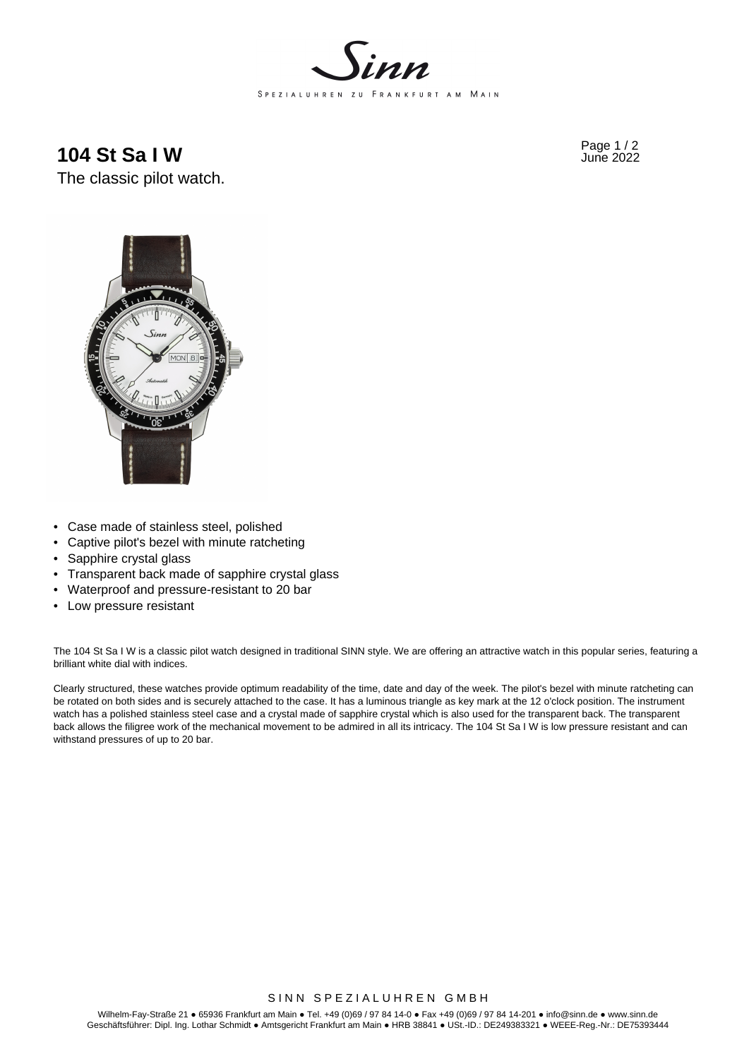# 104 St Sa I W

The classic pilot watch.

June 2022

- Case made of stainless steel, polished
- Captive pilot's bezel with minute ratcheting
- Sapphire crystal glass
- Transparent back made of sapphire crystal glass
- Waterproof and pressure-resistant to 20 bar
- Low pressure resistant

The 104 St Sa I W is a classic pilot watch designed in traditional SINN style. We are offering an attractive watch in this popular series, featuring a brilliant white dial with indices.

Clearly structured, these watches provide optimum readability of the time, date and day of the week. The pilot's bezel with minute ratcheting can be rotated on both sides and is securely attached to the case. It has a luminous triangle as key mark at the 12 o'clock position. The instrument watch has a polished stainless steel case and a crystal made of sapphire crystal which is also used for the transparent back. The transparent back allows the filigree work of the mechanical movement to be admired in all its intricacy. The 104 St Sa I W is low pressure resistant and can withstand pressures of up to 20 bar.

SINN SPEZIALUHREN GMBH

Wilhelm-Fay-Straße 21 ● 65936 Frankfurt am Main ● Tel. +49 (0)69 / 97 84 14-0 ● Fax +49 (0)69 / 97 84 14-201 ● info@sinn.de ● www.sinn.de
Geschäftsführer: Dipl. Ing. Lothar Schmidt ● Amtsgericht Frankfurt am Main ● HRB 38841 ● USt.-ID.: DE249383321 ● WEEE-Reg.-Nr.: DE75393444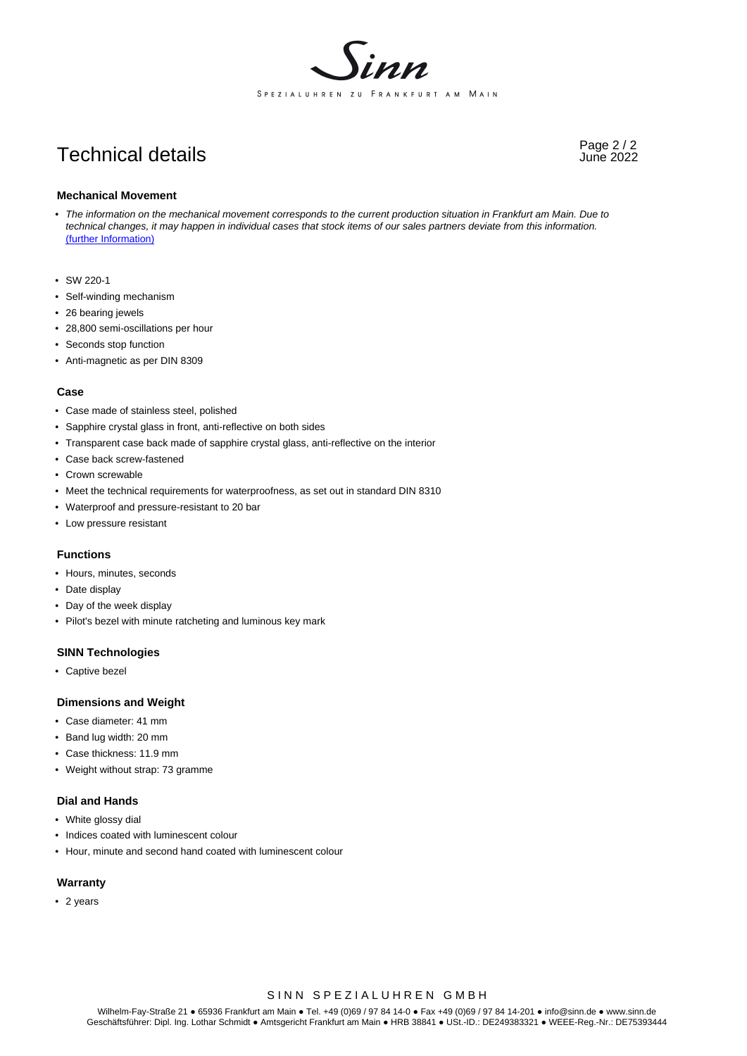# Technical details

June 2022

### Mechanical Movement

- *The information on the mechanical movement corresponds to the current production situation in Frankfurt am Main. Due to technical changes, it may happen in individual cases that stock items of our sales partners deviate from this information.* (further Information)

- SW 220-1
- Self-winding mechanism
- 26 bearing jewels
- 28,800 semi-oscillations per hour
- Seconds stop function
- Anti-magnetic as per DIN 8309

### Case

- Case made of stainless steel, polished
- Sapphire crystal glass in front, anti-reflective on both sides
- Transparent case back made of sapphire crystal glass, anti-reflective on the interior
- Case back screw-fastened
- Crown screwable
- Meet the technical requirements for waterproofness, as set out in standard DIN 8310
- Waterproof and pressure-resistant to 20 bar
- Low pressure resistant

### Functions

- Hours, minutes, seconds
- Date display
- Day of the week display
- Pilot's bezel with minute ratcheting and luminous key mark

### SINN Technologies

- Captive bezel

### Dimensions and Weight

- Case diameter: 41 mm
- Band lug width: 20 mm
- Case thickness: 11.9 mm
- Weight without strap: 73 gramme

### Dial and Hands

- White glossy dial
- Indices coated with luminescent colour
- Hour, minute and second hand coated with luminescent colour

### Warranty

- 2 years